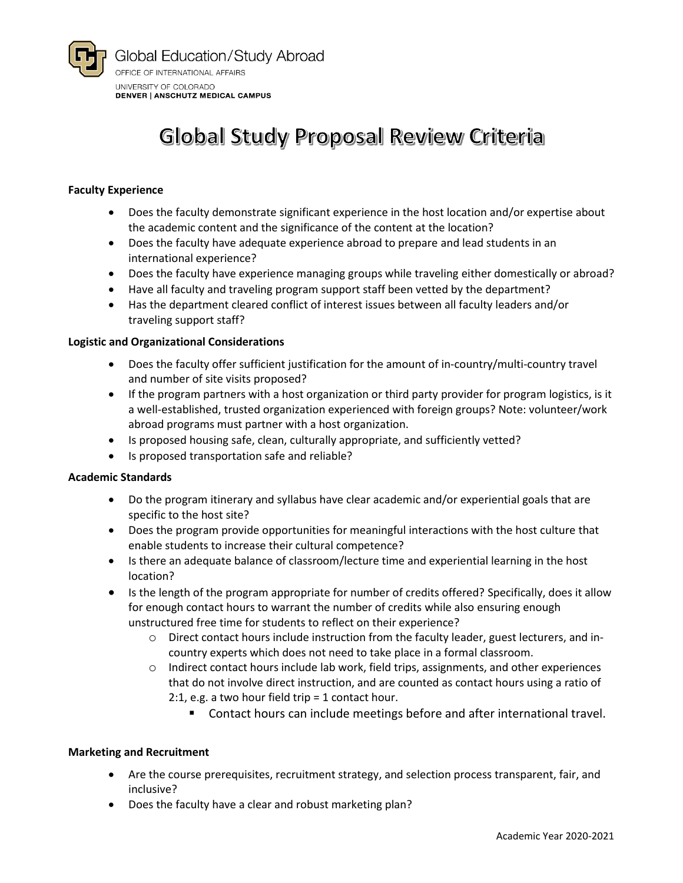Global Education/Study Abroad

OFFICE OF INTERNATIONAL AFFAIRS

UNIVERSITY OF COLORADO
**DENVER | ANSCHUTZ MEDICAL CAMPUS**

# Global Study Proposal Review Criteria

**Faculty Experience**

- Does the faculty demonstrate significant experience in the host location and/or expertise about the academic content and the significance of the content at the location?
- Does the faculty have adequate experience abroad to prepare and lead students in an international experience?
- Does the faculty have experience managing groups while traveling either domestically or abroad?
- Have all faculty and traveling program support staff been vetted by the department?
- Has the department cleared conflict of interest issues between all faculty leaders and/or traveling support staff?

**Logistic and Organizational Considerations**

- Does the faculty offer sufficient justification for the amount of in-country/multi-country travel and number of site visits proposed?
- If the program partners with a host organization or third party provider for program logistics, is it a well-established, trusted organization experienced with foreign groups? Note: volunteer/work abroad programs must partner with a host organization.
- Is proposed housing safe, clean, culturally appropriate, and sufficiently vetted?
- Is proposed transportation safe and reliable?

**Academic Standards**

- Do the program itinerary and syllabus have clear academic and/or experiential goals that are specific to the host site?
- Does the program provide opportunities for meaningful interactions with the host culture that enable students to increase their cultural competence?
- Is there an adequate balance of classroom/lecture time and experiential learning in the host location?
- Is the length of the program appropriate for number of credits offered? Specifically, does it allow for enough contact hours to warrant the number of credits while also ensuring enough unstructured free time for students to reflect on their experience?
    - Direct contact hours include instruction from the faculty leader, guest lecturers, and in-country experts which does not need to take place in a formal classroom.
    - Indirect contact hours include lab work, field trips, assignments, and other experiences that do not involve direct instruction, and are counted as contact hours using a ratio of 2:1, e.g. a two hour field trip = 1 contact hour.
        - Contact hours can include meetings before and after international travel.

**Marketing and Recruitment**

- Are the course prerequisites, recruitment strategy, and selection process transparent, fair, and inclusive?
- Does the faculty have a clear and robust marketing plan?

Academic Year 2020-2021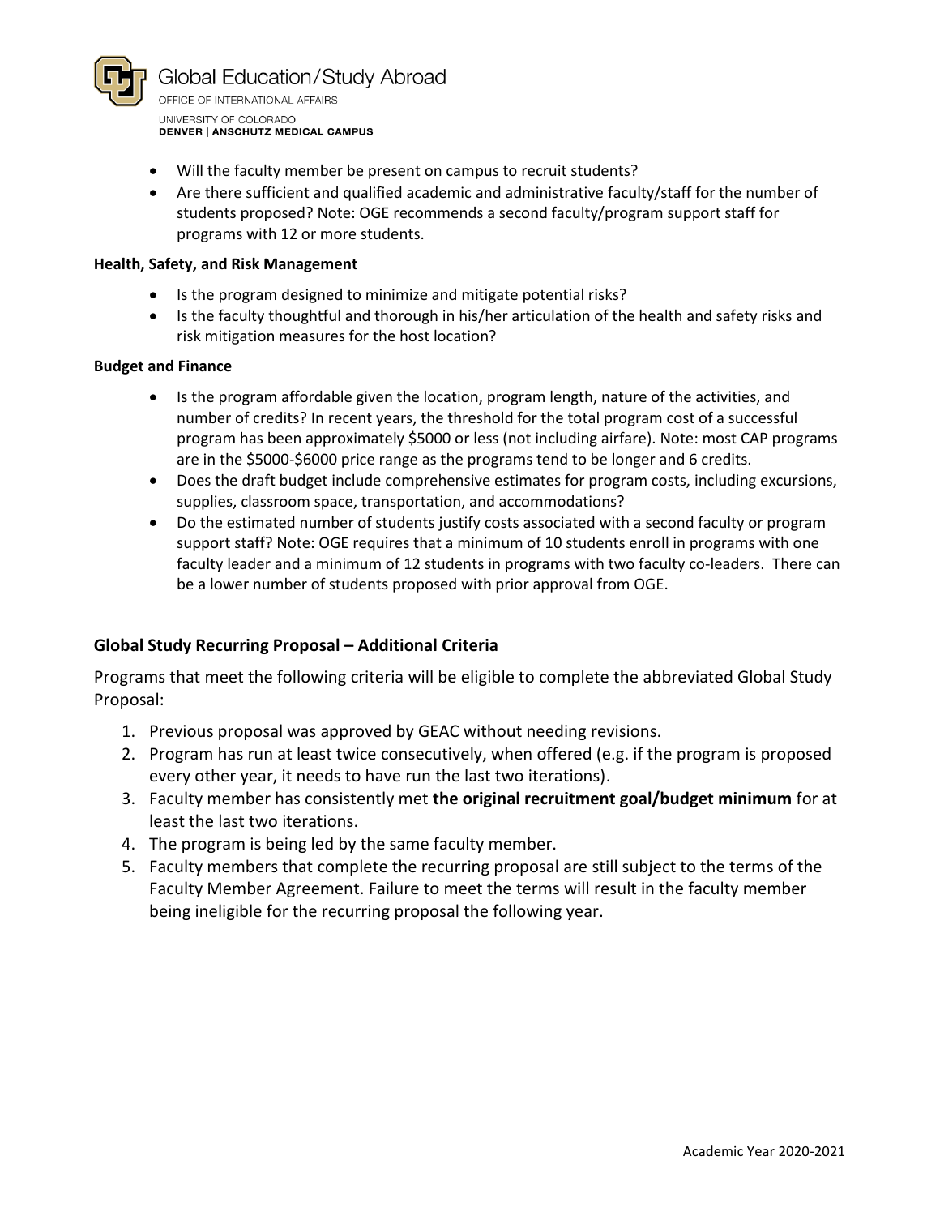- Will the faculty member be present on campus to recruit students?
- Are there sufficient and qualified academic and administrative faculty/staff for the number of students proposed? Note: OGE recommends a second faculty/program support staff for programs with 12 or more students.

**Health, Safety, and Risk Management**

- Is the program designed to minimize and mitigate potential risks?
- Is the faculty thoughtful and thorough in his/her articulation of the health and safety risks and risk mitigation measures for the host location?

**Budget and Finance**

- Is the program affordable given the location, program length, nature of the activities, and number of credits? In recent years, the threshold for the total program cost of a successful program has been approximately $5000 or less (not including airfare). Note: most CAP programs are in the $5000-$6000 price range as the programs tend to be longer and 6 credits.
- Does the draft budget include comprehensive estimates for program costs, including excursions, supplies, classroom space, transportation, and accommodations?
- Do the estimated number of students justify costs associated with a second faculty or program support staff? Note: OGE requires that a minimum of 10 students enroll in programs with one faculty leader and a minimum of 12 students in programs with two faculty co-leaders. There can be a lower number of students proposed with prior approval from OGE.

## Global Study Recurring Proposal – Additional Criteria

Programs that meet the following criteria will be eligible to complete the abbreviated Global Study Proposal:

1. Previous proposal was approved by GEAC without needing revisions.
2. Program has run at least twice consecutively, when offered (e.g. if the program is proposed every other year, it needs to have run the last two iterations).
3. Faculty member has consistently met **the original recruitment goal/budget minimum** for at least the last two iterations.
4. The program is being led by the same faculty member.
5. Faculty members that complete the recurring proposal are still subject to the terms of the Faculty Member Agreement. Failure to meet the terms will result in the faculty member being ineligible for the recurring proposal the following year.